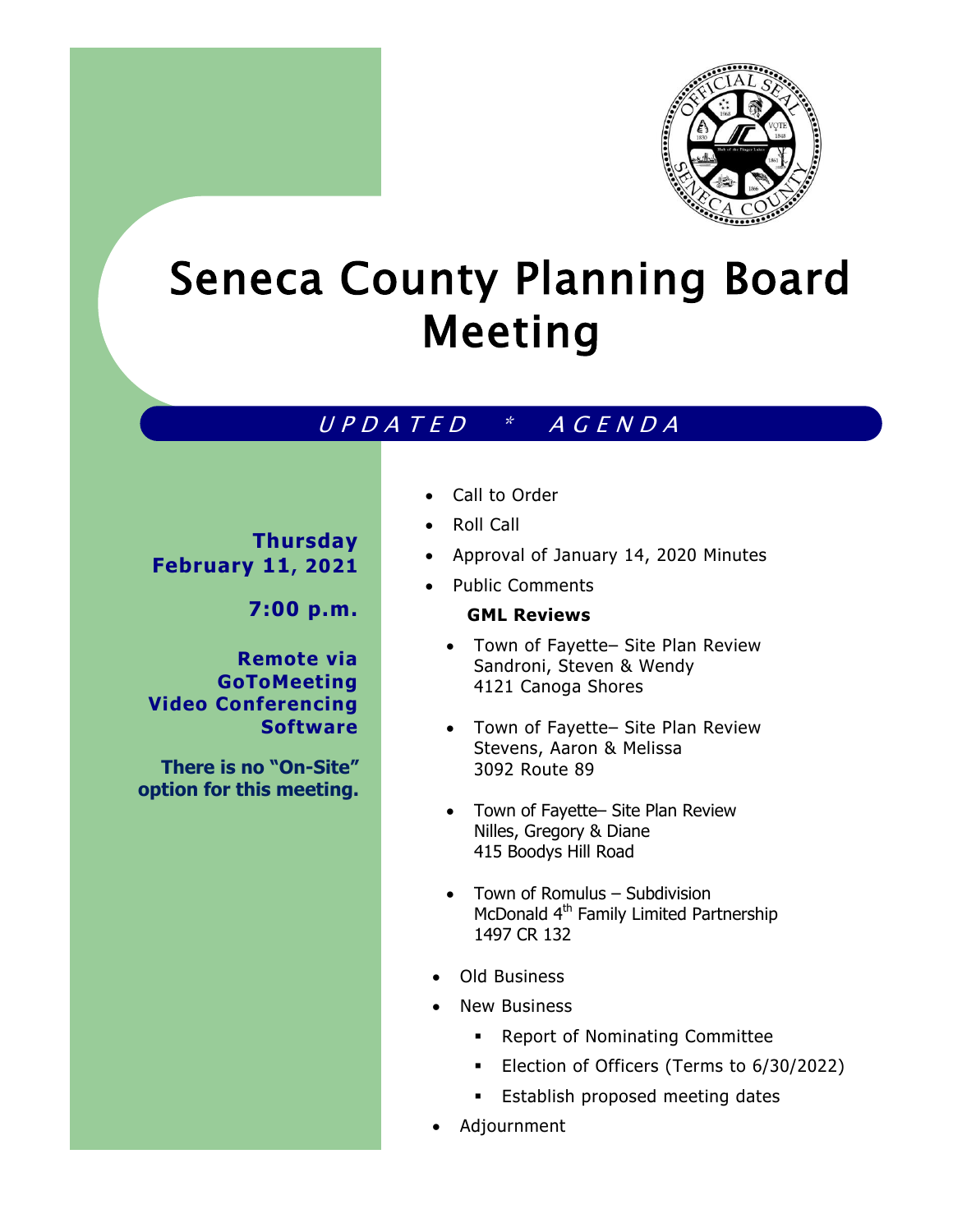# Seneca County Planning Board Meeting

*UPDATED * AGENDA*

**Thursday February 11, 2021**

**7:00 p.m.**

**Remote via GoToMeeting Video Conferencing Software**

**There is no "On-Site" option for this meeting.**

- Call to Order
- Roll Call
- Approval of January 14, 2020 Minutes
- Public Comments

**GML Reviews**

- Town of Fayette– Site Plan Review
  Sandroni, Steven & Wendy
  4121 Canoga Shores
- Town of Fayette– Site Plan Review
  Stevens, Aaron & Melissa
  3092 Route 89
- Town of Fayette– Site Plan Review
  Nilles, Gregory & Diane
  415 Boodys Hill Road
- Town of Romulus – Subdivision
  McDonald 4th Family Limited Partnership
  1497 CR 132

- Old Business
- New Business
  - Report of Nominating Committee
  - Election of Officers (Terms to 6/30/2022)
  - Establish proposed meeting dates
- Adjournment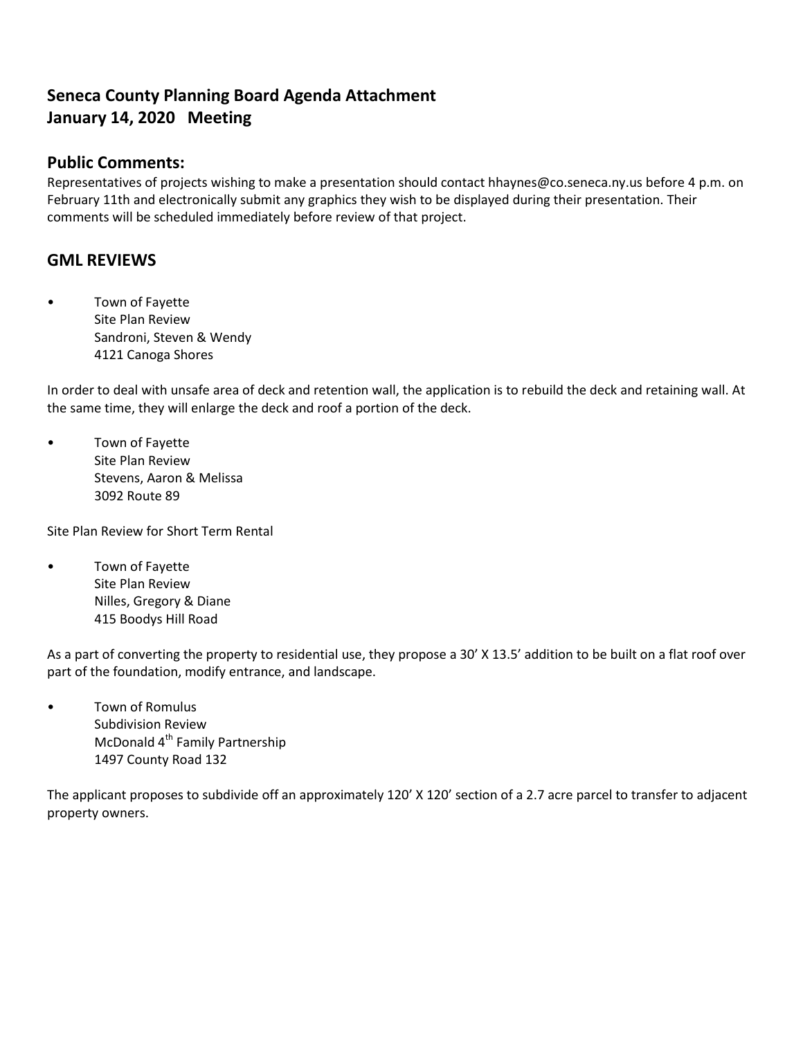# Seneca County Planning Board Agenda Attachment
# January 14, 2020 Meeting

## Public Comments:

Representatives of projects wishing to make a presentation should contact hhaynes@co.seneca.ny.us before 4 p.m. on February 11th and electronically submit any graphics they wish to be displayed during their presentation. Their comments will be scheduled immediately before review of that project.

## GML REVIEWS

- Town of Fayette
  Site Plan Review
  Sandroni, Steven & Wendy
  4121 Canoga Shores

In order to deal with unsafe area of deck and retention wall, the application is to rebuild the deck and retaining wall. At the same time, they will enlarge the deck and roof a portion of the deck.

- Town of Fayette
  Site Plan Review
  Stevens, Aaron & Melissa
  3092 Route 89

Site Plan Review for Short Term Rental

- Town of Fayette
  Site Plan Review
  Nilles, Gregory & Diane
  415 Boodys Hill Road

As a part of converting the property to residential use, they propose a 30' X 13.5' addition to be built on a flat roof over part of the foundation, modify entrance, and landscape.

- Town of Romulus
  Subdivision Review
  McDonald 4th Family Partnership
  1497 County Road 132

The applicant proposes to subdivide off an approximately 120' X 120' section of a 2.7 acre parcel to transfer to adjacent property owners.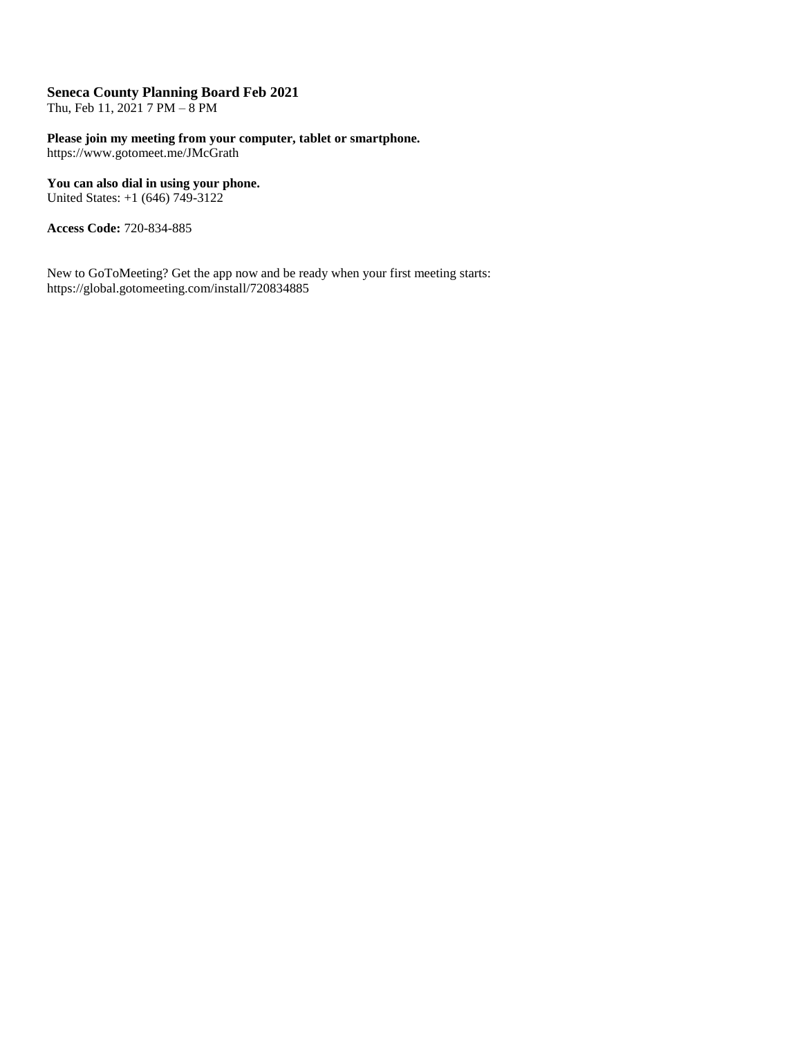**Seneca County Planning Board Feb 2021**
Thu, Feb 11, 2021 7 PM – 8 PM

**Please join my meeting from your computer, tablet or smartphone.**
https://www.gotomeet.me/JMcGrath

**You can also dial in using your phone.**
United States: +1 (646) 749-3122

**Access Code:** 720-834-885

New to GoToMeeting? Get the app now and be ready when your first meeting starts:
https://global.gotomeeting.com/install/720834885